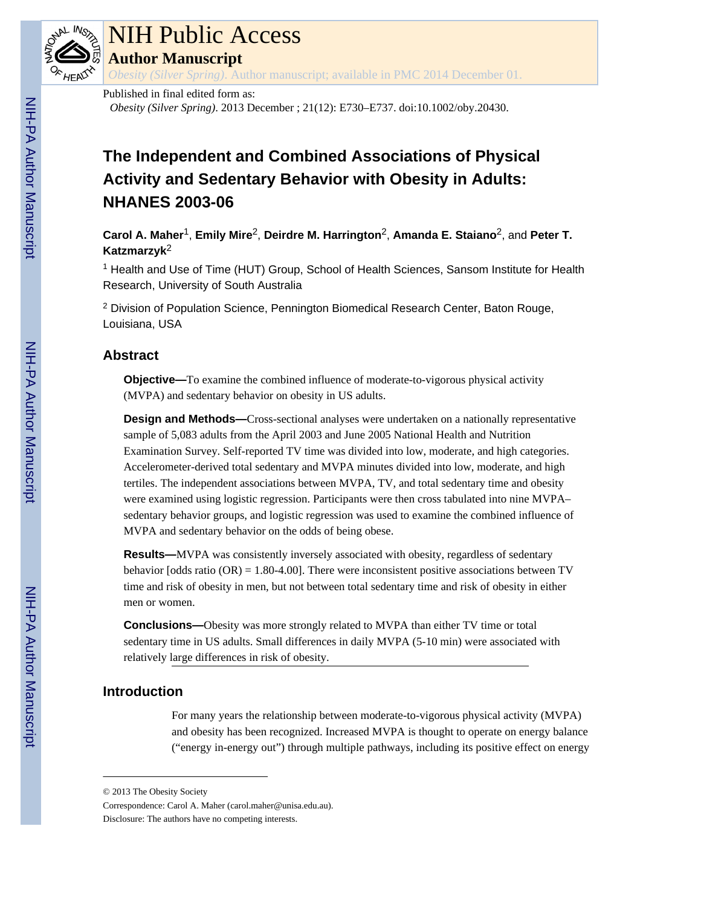# The Independent and Combined Associations of Physical Activity and Sedentary Behavior with Obesity in Adults: NHANES 2003-06

**Carol A. Maher**[1], **Emily Mire**[2], **Deirdre M. Harrington**[2], **Amanda E. Staiano**[2], and **Peter T. Katzmarzyk**[2]

[1] Health and Use of Time (HUT) Group, School of Health Sciences, Sansom Institute for Health Research, University of South Australia

[2] Division of Population Science, Pennington Biomedical Research Center, Baton Rouge, Louisiana, USA

Published in final edited form as: *Obesity (Silver Spring)*. 2013 December ; 21(12): E730–E737. doi:10.1002/oby.20430.

## Abstract

**Objective—**To examine the combined influence of moderate-to-vigorous physical activity (MVPA) and sedentary behavior on obesity in US adults.

**Design and Methods—**Cross-sectional analyses were undertaken on a nationally representative sample of 5,083 adults from the April 2003 and June 2005 National Health and Nutrition Examination Survey. Self-reported TV time was divided into low, moderate, and high categories. Accelerometer-derived total sedentary and MVPA minutes divided into low, moderate, and high tertiles. The independent associations between MVPA, TV, and total sedentary time and obesity were examined using logistic regression. Participants were then cross tabulated into nine MVPA–sedentary behavior groups, and logistic regression was used to examine the combined influence of MVPA and sedentary behavior on the odds of being obese.

**Results—**MVPA was consistently inversely associated with obesity, regardless of sedentary behavior [odds ratio (OR) = 1.80-4.00]. There were inconsistent positive associations between TV time and risk of obesity in men, but not between total sedentary time and risk of obesity in either men or women.

**Conclusions—**Obesity was more strongly related to MVPA than either TV time or total sedentary time in US adults. Small differences in daily MVPA (5-10 min) were associated with relatively large differences in risk of obesity.

## Introduction

For many years the relationship between moderate-to-vigorous physical activity (MVPA) and obesity has been recognized. Increased MVPA is thought to operate on energy balance ("energy in-energy out") through multiple pathways, including its positive effect on energy

© 2013 The Obesity Society

Correspondence: Carol A. Maher (carol.maher@unisa.edu.au).

Disclosure: The authors have no competing interests.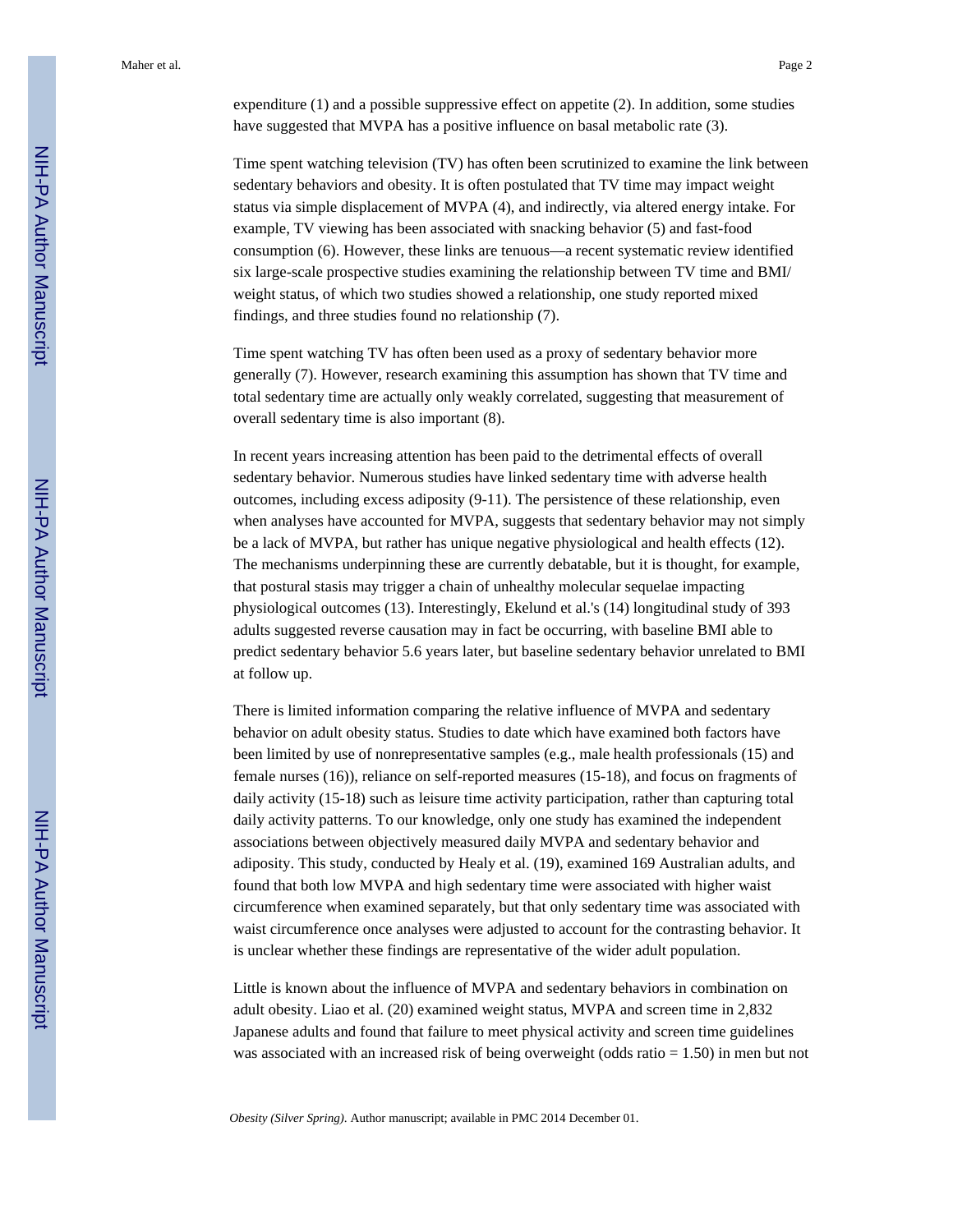expenditure (1) and a possible suppressive effect on appetite (2). In addition, some studies have suggested that MVPA has a positive influence on basal metabolic rate (3).

Time spent watching television (TV) has often been scrutinized to examine the link between sedentary behaviors and obesity. It is often postulated that TV time may impact weight status via simple displacement of MVPA (4), and indirectly, via altered energy intake. For example, TV viewing has been associated with snacking behavior (5) and fast-food consumption (6). However, these links are tenuous—a recent systematic review identified six large-scale prospective studies examining the relationship between TV time and BMI/ weight status, of which two studies showed a relationship, one study reported mixed findings, and three studies found no relationship (7).

Time spent watching TV has often been used as a proxy of sedentary behavior more generally (7). However, research examining this assumption has shown that TV time and total sedentary time are actually only weakly correlated, suggesting that measurement of overall sedentary time is also important (8).

In recent years increasing attention has been paid to the detrimental effects of overall sedentary behavior. Numerous studies have linked sedentary time with adverse health outcomes, including excess adiposity (9-11). The persistence of these relationship, even when analyses have accounted for MVPA, suggests that sedentary behavior may not simply be a lack of MVPA, but rather has unique negative physiological and health effects (12). The mechanisms underpinning these are currently debatable, but it is thought, for example, that postural stasis may trigger a chain of unhealthy molecular sequelae impacting physiological outcomes (13). Interestingly, Ekelund et al.'s (14) longitudinal study of 393 adults suggested reverse causation may in fact be occurring, with baseline BMI able to predict sedentary behavior 5.6 years later, but baseline sedentary behavior unrelated to BMI at follow up.

There is limited information comparing the relative influence of MVPA and sedentary behavior on adult obesity status. Studies to date which have examined both factors have been limited by use of nonrepresentative samples (e.g., male health professionals (15) and female nurses (16)), reliance on self-reported measures (15-18), and focus on fragments of daily activity (15-18) such as leisure time activity participation, rather than capturing total daily activity patterns. To our knowledge, only one study has examined the independent associations between objectively measured daily MVPA and sedentary behavior and adiposity. This study, conducted by Healy et al. (19), examined 169 Australian adults, and found that both low MVPA and high sedentary time were associated with higher waist circumference when examined separately, but that only sedentary time was associated with waist circumference once analyses were adjusted to account for the contrasting behavior. It is unclear whether these findings are representative of the wider adult population.

Little is known about the influence of MVPA and sedentary behaviors in combination on adult obesity. Liao et al. (20) examined weight status, MVPA and screen time in 2,832 Japanese adults and found that failure to meet physical activity and screen time guidelines was associated with an increased risk of being overweight (odds ratio = 1.50) in men but not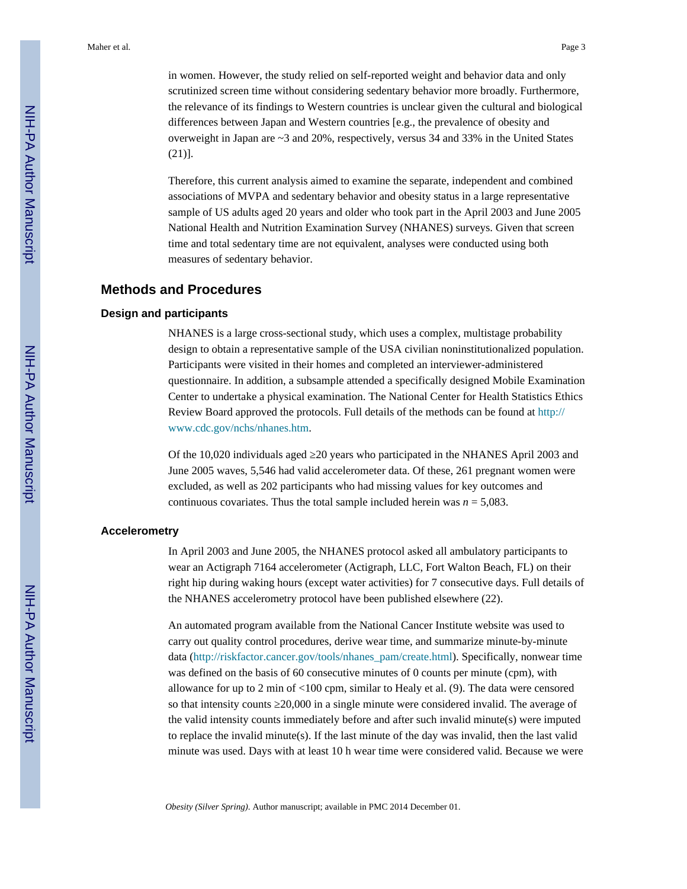in women. However, the study relied on self-reported weight and behavior data and only scrutinized screen time without considering sedentary behavior more broadly. Furthermore, the relevance of its findings to Western countries is unclear given the cultural and biological differences between Japan and Western countries [e.g., the prevalence of obesity and overweight in Japan are ~3 and 20%, respectively, versus 34 and 33% in the United States (21)].

Therefore, this current analysis aimed to examine the separate, independent and combined associations of MVPA and sedentary behavior and obesity status in a large representative sample of US adults aged 20 years and older who took part in the April 2003 and June 2005 National Health and Nutrition Examination Survey (NHANES) surveys. Given that screen time and total sedentary time are not equivalent, analyses were conducted using both measures of sedentary behavior.

## Methods and Procedures

### Design and participants

NHANES is a large cross-sectional study, which uses a complex, multistage probability design to obtain a representative sample of the USA civilian noninstitutionalized population. Participants were visited in their homes and completed an interviewer-administered questionnaire. In addition, a subsample attended a specifically designed Mobile Examination Center to undertake a physical examination. The National Center for Health Statistics Ethics Review Board approved the protocols. Full details of the methods can be found at http://www.cdc.gov/nchs/nhanes.htm.

Of the 10,020 individuals aged ≥20 years who participated in the NHANES April 2003 and June 2005 waves, 5,546 had valid accelerometer data. Of these, 261 pregnant women were excluded, as well as 202 participants who had missing values for key outcomes and continuous covariates. Thus the total sample included herein was $n = 5{,}083$.

### Accelerometry

In April 2003 and June 2005, the NHANES protocol asked all ambulatory participants to wear an Actigraph 7164 accelerometer (Actigraph, LLC, Fort Walton Beach, FL) on their right hip during waking hours (except water activities) for 7 consecutive days. Full details of the NHANES accelerometry protocol have been published elsewhere (22).

An automated program available from the National Cancer Institute website was used to carry out quality control procedures, derive wear time, and summarize minute-by-minute data (http://riskfactor.cancer.gov/tools/nhanes_pam/create.html). Specifically, nonwear time was defined on the basis of 60 consecutive minutes of 0 counts per minute (cpm), with allowance for up to 2 min of <100 cpm, similar to Healy et al. (9). The data were censored so that intensity counts ≥20,000 in a single minute were considered invalid. The average of the valid intensity counts immediately before and after such invalid minute(s) were imputed to replace the invalid minute(s). If the last minute of the day was invalid, then the last valid minute was used. Days with at least 10 h wear time were considered valid. Because we were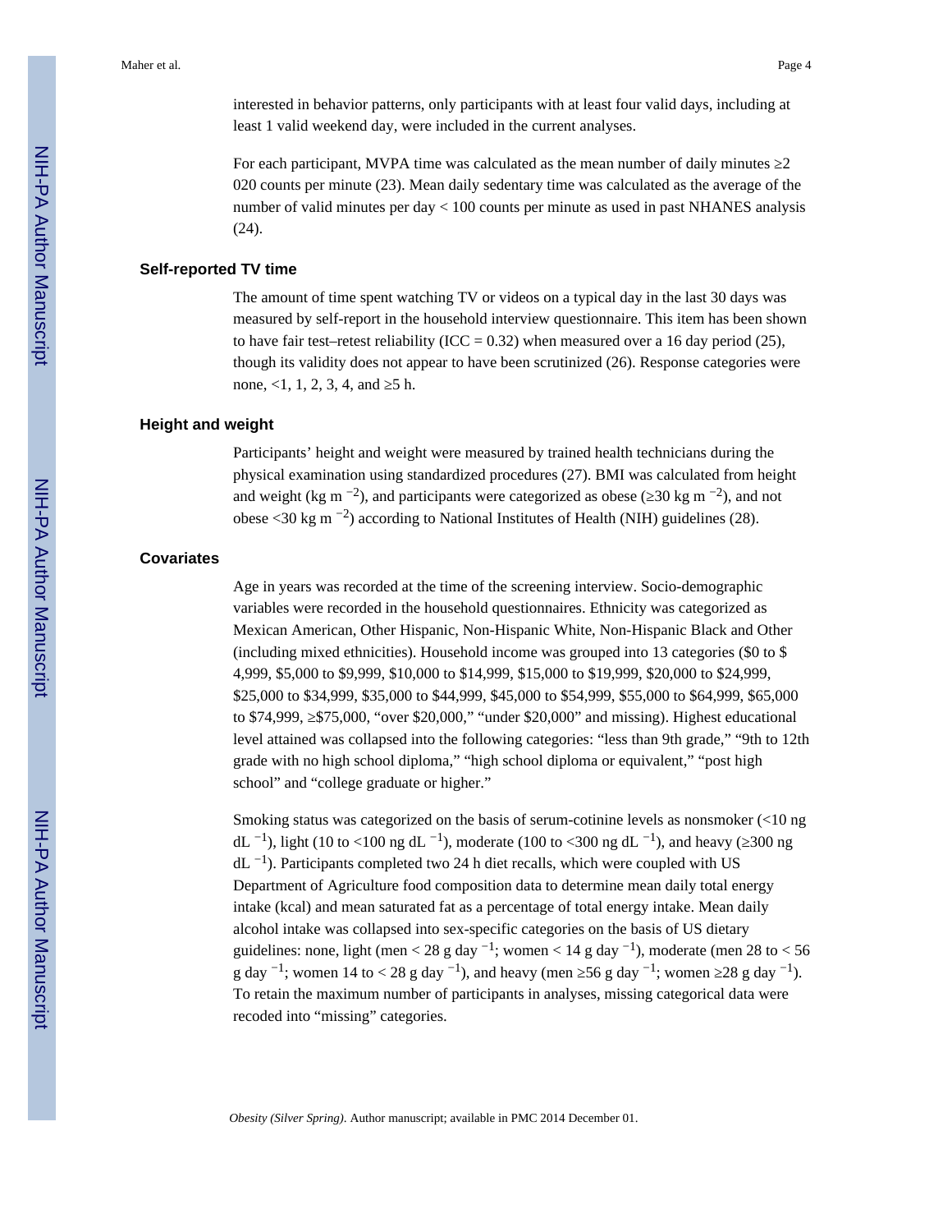interested in behavior patterns, only participants with at least four valid days, including at least 1 valid weekend day, were included in the current analyses.

For each participant, MVPA time was calculated as the mean number of daily minutes ≥2 020 counts per minute (23). Mean daily sedentary time was calculated as the average of the number of valid minutes per day < 100 counts per minute as used in past NHANES analysis (24).

### Self-reported TV time

The amount of time spent watching TV or videos on a typical day in the last 30 days was measured by self-report in the household interview questionnaire. This item has been shown to have fair test–retest reliability (ICC = 0.32) when measured over a 16 day period (25), though its validity does not appear to have been scrutinized (26). Response categories were none, <1, 1, 2, 3, 4, and ≥5 h.

### Height and weight

Participants' height and weight were measured by trained health technicians during the physical examination using standardized procedures (27). BMI was calculated from height and weight (kg $m^{-2}$), and participants were categorized as obese (≥30 kg $m^{-2}$), and not obese <30 kg $m^{-2}$) according to National Institutes of Health (NIH) guidelines (28).

### Covariates

Age in years was recorded at the time of the screening interview. Socio-demographic variables were recorded in the household questionnaires. Ethnicity was categorized as Mexican American, Other Hispanic, Non-Hispanic White, Non-Hispanic Black and Other (including mixed ethnicities). Household income was grouped into 13 categories ($0 to $ 4,999, $5,000 to $9,999, $10,000 to $14,999, $15,000 to $19,999, $20,000 to $24,999, $25,000 to $34,999, $35,000 to $44,999, $45,000 to $54,999, $55,000 to $64,999, $65,000 to $74,999, ≥$75,000, "over $20,000," "under $20,000" and missing). Highest educational level attained was collapsed into the following categories: "less than 9th grade," "9th to 12th grade with no high school diploma," "high school diploma or equivalent," "post high school" and "college graduate or higher."

Smoking status was categorized on the basis of serum-cotinine levels as nonsmoker (<10 ng $dL^{-1}$), light (10 to <100 ng $dL^{-1}$), moderate (100 to <300 ng $dL^{-1}$), and heavy (≥300 ng $dL^{-1}$). Participants completed two 24 h diet recalls, which were coupled with US Department of Agriculture food composition data to determine mean daily total energy intake (kcal) and mean saturated fat as a percentage of total energy intake. Mean daily alcohol intake was collapsed into sex-specific categories on the basis of US dietary guidelines: none, light (men < 28 g $day^{-1}$; women < 14 g $day^{-1}$), moderate (men 28 to < 56 g $day^{-1}$; women 14 to < 28 g $day^{-1}$), and heavy (men ≥56 g $day^{-1}$; women ≥28 g $day^{-1}$). To retain the maximum number of participants in analyses, missing categorical data were recoded into "missing" categories.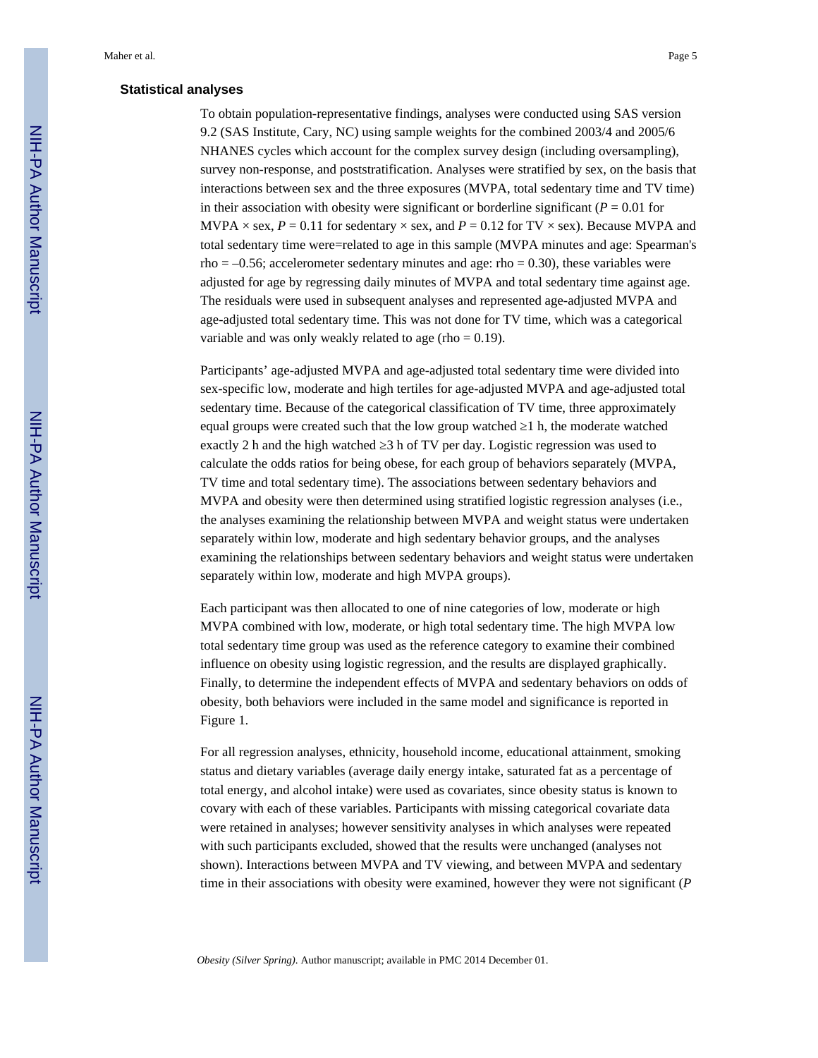## Statistical analyses

To obtain population-representative findings, analyses were conducted using SAS version 9.2 (SAS Institute, Cary, NC) using sample weights for the combined 2003/4 and 2005/6 NHANES cycles which account for the complex survey design (including oversampling), survey non-response, and poststratification. Analyses were stratified by sex, on the basis that interactions between sex and the three exposures (MVPA, total sedentary time and TV time) in their association with obesity were significant or borderline significant ($P = 0.01$ for MVPA × sex, $P = 0.11$ for sedentary × sex, and $P = 0.12$ for TV × sex). Because MVPA and total sedentary time were=related to age in this sample (MVPA minutes and age: Spearman's rho = –0.56; accelerometer sedentary minutes and age: rho = 0.30), these variables were adjusted for age by regressing daily minutes of MVPA and total sedentary time against age. The residuals were used in subsequent analyses and represented age-adjusted MVPA and age-adjusted total sedentary time. This was not done for TV time, which was a categorical variable and was only weakly related to age (rho = 0.19).

Participants' age-adjusted MVPA and age-adjusted total sedentary time were divided into sex-specific low, moderate and high tertiles for age-adjusted MVPA and age-adjusted total sedentary time. Because of the categorical classification of TV time, three approximately equal groups were created such that the low group watched ≥1 h, the moderate watched exactly 2 h and the high watched ≥3 h of TV per day. Logistic regression was used to calculate the odds ratios for being obese, for each group of behaviors separately (MVPA, TV time and total sedentary time). The associations between sedentary behaviors and MVPA and obesity were then determined using stratified logistic regression analyses (i.e., the analyses examining the relationship between MVPA and weight status were undertaken separately within low, moderate and high sedentary behavior groups, and the analyses examining the relationships between sedentary behaviors and weight status were undertaken separately within low, moderate and high MVPA groups).

Each participant was then allocated to one of nine categories of low, moderate or high MVPA combined with low, moderate, or high total sedentary time. The high MVPA low total sedentary time group was used as the reference category to examine their combined influence on obesity using logistic regression, and the results are displayed graphically. Finally, to determine the independent effects of MVPA and sedentary behaviors on odds of obesity, both behaviors were included in the same model and significance is reported in Figure 1.

For all regression analyses, ethnicity, household income, educational attainment, smoking status and dietary variables (average daily energy intake, saturated fat as a percentage of total energy, and alcohol intake) were used as covariates, since obesity status is known to covary with each of these variables. Participants with missing categorical covariate data were retained in analyses; however sensitivity analyses in which analyses were repeated with such participants excluded, showed that the results were unchanged (analyses not shown). Interactions between MVPA and TV viewing, and between MVPA and sedentary time in their associations with obesity were examined, however they were not significant (*P*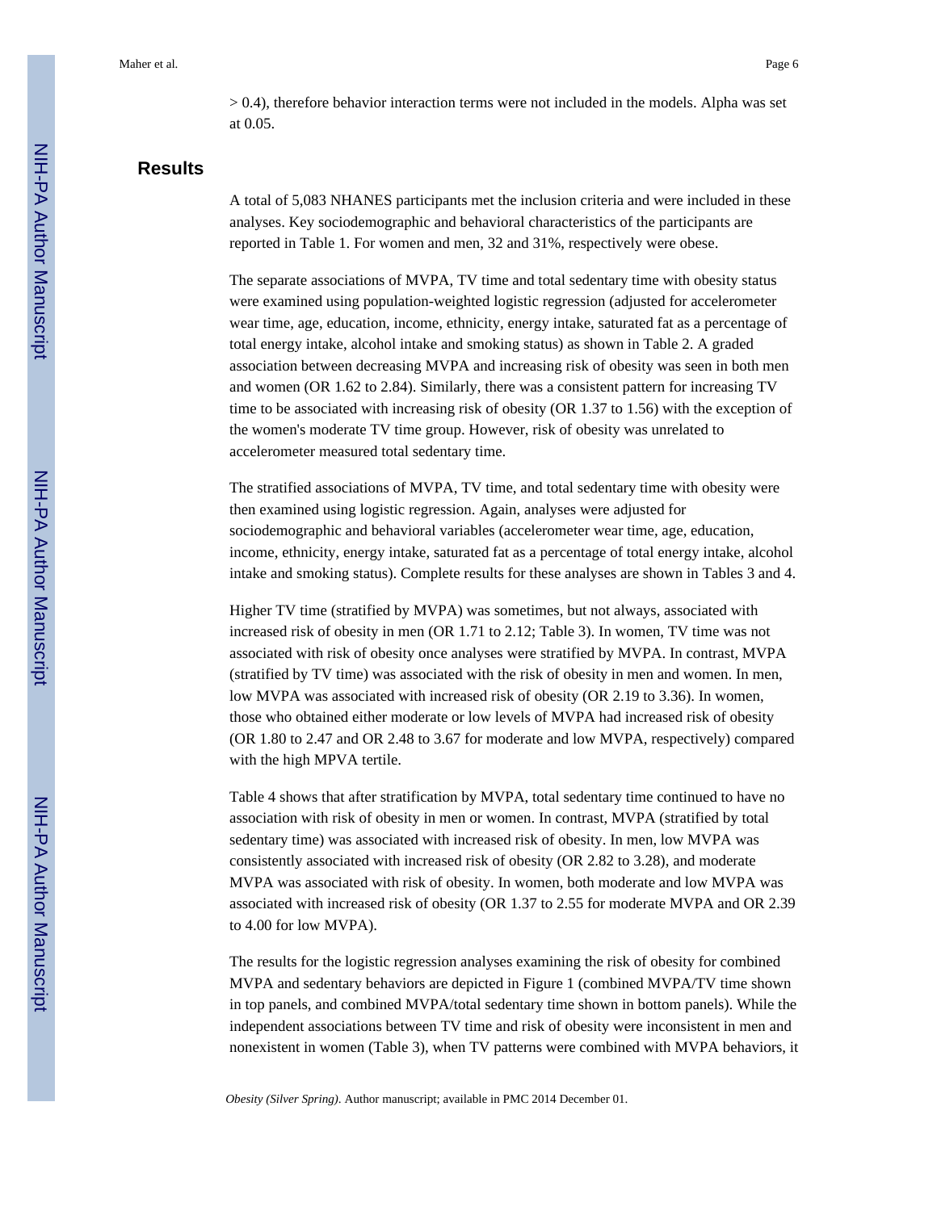> 0.4), therefore behavior interaction terms were not included in the models. Alpha was set at 0.05.

## Results

A total of 5,083 NHANES participants met the inclusion criteria and were included in these analyses. Key sociodemographic and behavioral characteristics of the participants are reported in Table 1. For women and men, 32 and 31%, respectively were obese.

The separate associations of MVPA, TV time and total sedentary time with obesity status were examined using population-weighted logistic regression (adjusted for accelerometer wear time, age, education, income, ethnicity, energy intake, saturated fat as a percentage of total energy intake, alcohol intake and smoking status) as shown in Table 2. A graded association between decreasing MVPA and increasing risk of obesity was seen in both men and women (OR 1.62 to 2.84). Similarly, there was a consistent pattern for increasing TV time to be associated with increasing risk of obesity (OR 1.37 to 1.56) with the exception of the women's moderate TV time group. However, risk of obesity was unrelated to accelerometer measured total sedentary time.

The stratified associations of MVPA, TV time, and total sedentary time with obesity were then examined using logistic regression. Again, analyses were adjusted for sociodemographic and behavioral variables (accelerometer wear time, age, education, income, ethnicity, energy intake, saturated fat as a percentage of total energy intake, alcohol intake and smoking status). Complete results for these analyses are shown in Tables 3 and 4.

Higher TV time (stratified by MVPA) was sometimes, but not always, associated with increased risk of obesity in men (OR 1.71 to 2.12; Table 3). In women, TV time was not associated with risk of obesity once analyses were stratified by MVPA. In contrast, MVPA (stratified by TV time) was associated with the risk of obesity in men and women. In men, low MVPA was associated with increased risk of obesity (OR 2.19 to 3.36). In women, those who obtained either moderate or low levels of MVPA had increased risk of obesity (OR 1.80 to 2.47 and OR 2.48 to 3.67 for moderate and low MVPA, respectively) compared with the high MPVA tertile.

Table 4 shows that after stratification by MVPA, total sedentary time continued to have no association with risk of obesity in men or women. In contrast, MVPA (stratified by total sedentary time) was associated with increased risk of obesity. In men, low MVPA was consistently associated with increased risk of obesity (OR 2.82 to 3.28), and moderate MVPA was associated with risk of obesity. In women, both moderate and low MVPA was associated with increased risk of obesity (OR 1.37 to 2.55 for moderate MVPA and OR 2.39 to 4.00 for low MVPA).

The results for the logistic regression analyses examining the risk of obesity for combined MVPA and sedentary behaviors are depicted in Figure 1 (combined MVPA/TV time shown in top panels, and combined MVPA/total sedentary time shown in bottom panels). While the independent associations between TV time and risk of obesity were inconsistent in men and nonexistent in women (Table 3), when TV patterns were combined with MVPA behaviors, it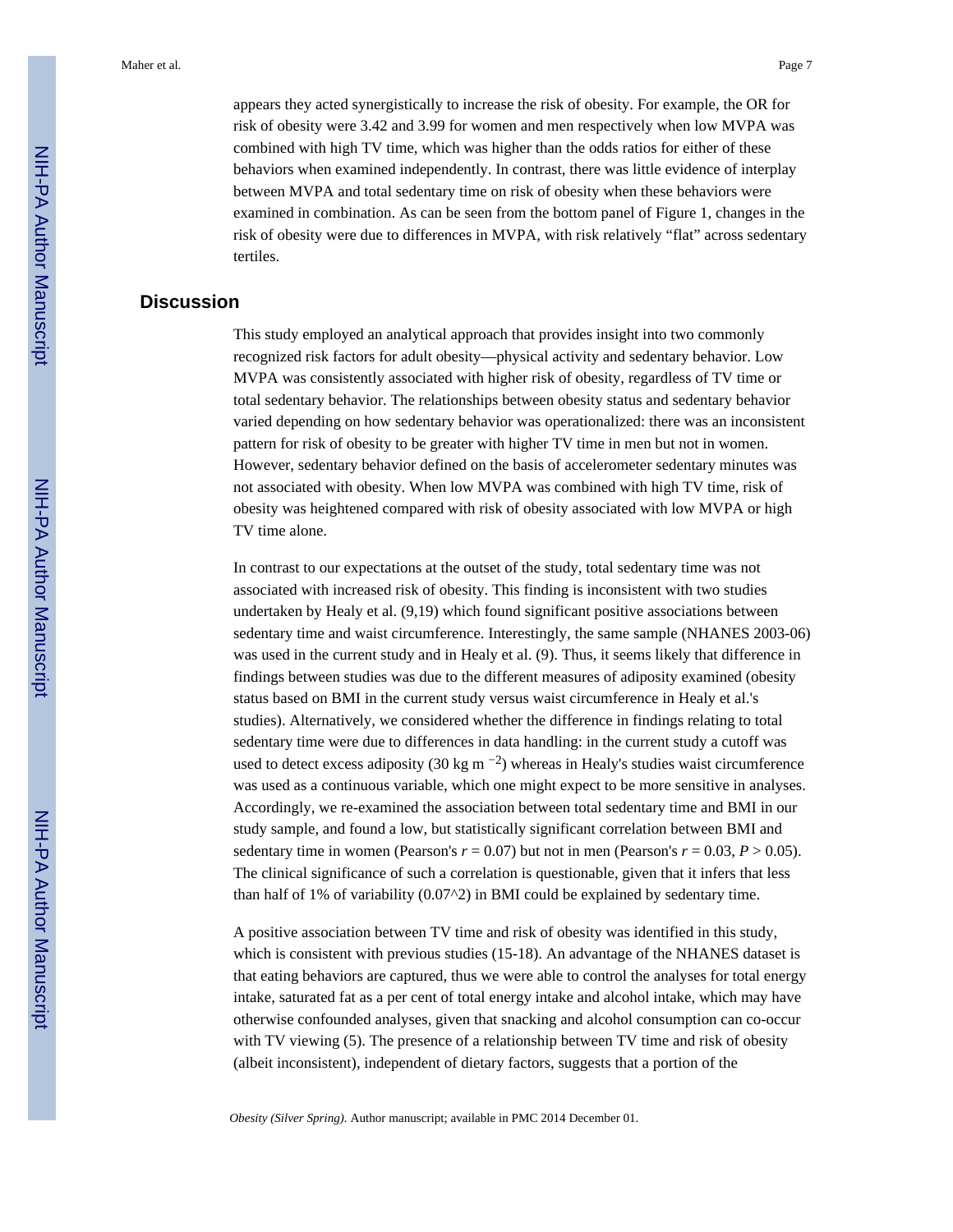appears they acted synergistically to increase the risk of obesity. For example, the OR for risk of obesity were 3.42 and 3.99 for women and men respectively when low MVPA was combined with high TV time, which was higher than the odds ratios for either of these behaviors when examined independently. In contrast, there was little evidence of interplay between MVPA and total sedentary time on risk of obesity when these behaviors were examined in combination. As can be seen from the bottom panel of Figure 1, changes in the risk of obesity were due to differences in MVPA, with risk relatively "flat" across sedentary tertiles.

## Discussion

This study employed an analytical approach that provides insight into two commonly recognized risk factors for adult obesity—physical activity and sedentary behavior. Low MVPA was consistently associated with higher risk of obesity, regardless of TV time or total sedentary behavior. The relationships between obesity status and sedentary behavior varied depending on how sedentary behavior was operationalized: there was an inconsistent pattern for risk of obesity to be greater with higher TV time in men but not in women. However, sedentary behavior defined on the basis of accelerometer sedentary minutes was not associated with obesity. When low MVPA was combined with high TV time, risk of obesity was heightened compared with risk of obesity associated with low MVPA or high TV time alone.

In contrast to our expectations at the outset of the study, total sedentary time was not associated with increased risk of obesity. This finding is inconsistent with two studies undertaken by Healy et al. (9,19) which found significant positive associations between sedentary time and waist circumference. Interestingly, the same sample (NHANES 2003-06) was used in the current study and in Healy et al. (9). Thus, it seems likely that difference in findings between studies was due to the different measures of adiposity examined (obesity status based on BMI in the current study versus waist circumference in Healy et al.'s studies). Alternatively, we considered whether the difference in findings relating to total sedentary time were due to differences in data handling: in the current study a cutoff was used to detect excess adiposity (30 kg m $^{-2}$) whereas in Healy's studies waist circumference was used as a continuous variable, which one might expect to be more sensitive in analyses. Accordingly, we re-examined the association between total sedentary time and BMI in our study sample, and found a low, but statistically significant correlation between BMI and sedentary time in women (Pearson's $r = 0.07$) but not in men (Pearson's $r = 0.03$, $P > 0.05$). The clinical significance of such a correlation is questionable, given that it infers that less than half of 1% of variability (0.07^2) in BMI could be explained by sedentary time.

A positive association between TV time and risk of obesity was identified in this study, which is consistent with previous studies (15-18). An advantage of the NHANES dataset is that eating behaviors are captured, thus we were able to control the analyses for total energy intake, saturated fat as a per cent of total energy intake and alcohol intake, which may have otherwise confounded analyses, given that snacking and alcohol consumption can co-occur with TV viewing (5). The presence of a relationship between TV time and risk of obesity (albeit inconsistent), independent of dietary factors, suggests that a portion of the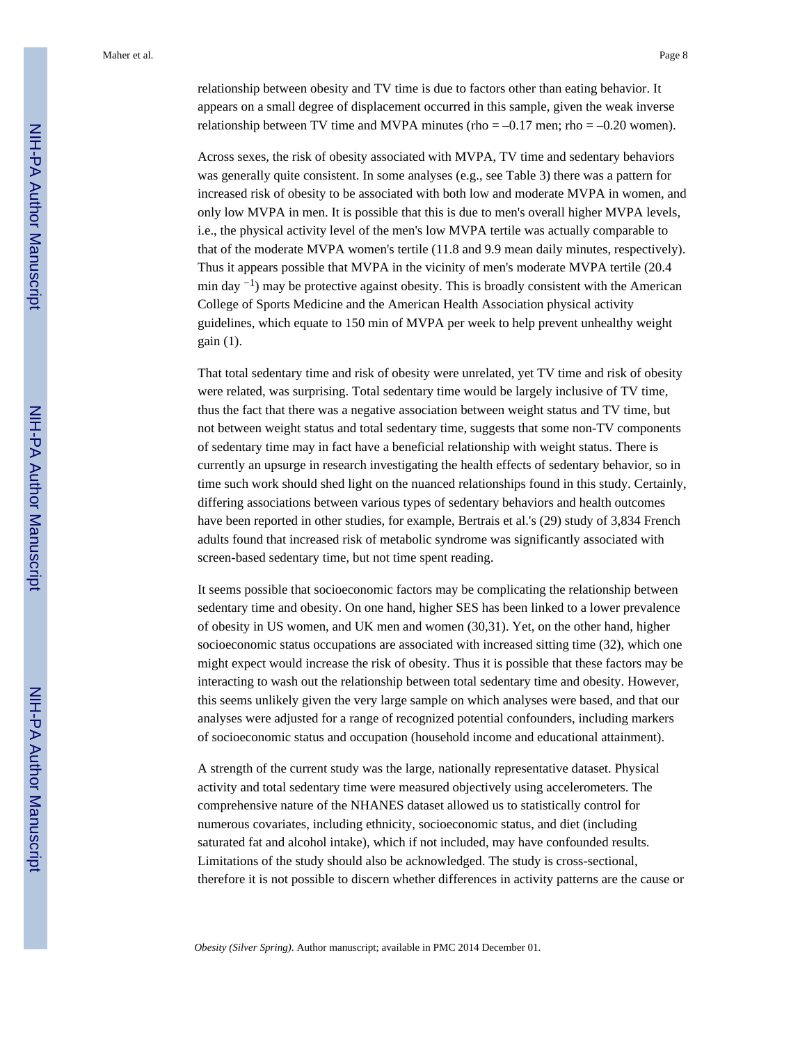relationship between obesity and TV time is due to factors other than eating behavior. It appears on a small degree of displacement occurred in this sample, given the weak inverse relationship between TV time and MVPA minutes (rho = –0.17 men; rho = –0.20 women).

Across sexes, the risk of obesity associated with MVPA, TV time and sedentary behaviors was generally quite consistent. In some analyses (e.g., see Table 3) there was a pattern for increased risk of obesity to be associated with both low and moderate MVPA in women, and only low MVPA in men. It is possible that this is due to men's overall higher MVPA levels, i.e., the physical activity level of the men's low MVPA tertile was actually comparable to that of the moderate MVPA women's tertile (11.8 and 9.9 mean daily minutes, respectively). Thus it appears possible that MVPA in the vicinity of men's moderate MVPA tertile (20.4 min day $^{-1}$) may be protective against obesity. This is broadly consistent with the American College of Sports Medicine and the American Health Association physical activity guidelines, which equate to 150 min of MVPA per week to help prevent unhealthy weight gain (1).

That total sedentary time and risk of obesity were unrelated, yet TV time and risk of obesity were related, was surprising. Total sedentary time would be largely inclusive of TV time, thus the fact that there was a negative association between weight status and TV time, but not between weight status and total sedentary time, suggests that some non-TV components of sedentary time may in fact have a beneficial relationship with weight status. There is currently an upsurge in research investigating the health effects of sedentary behavior, so in time such work should shed light on the nuanced relationships found in this study. Certainly, differing associations between various types of sedentary behaviors and health outcomes have been reported in other studies, for example, Bertrais et al.'s (29) study of 3,834 French adults found that increased risk of metabolic syndrome was significantly associated with screen-based sedentary time, but not time spent reading.

It seems possible that socioeconomic factors may be complicating the relationship between sedentary time and obesity. On one hand, higher SES has been linked to a lower prevalence of obesity in US women, and UK men and women (30,31). Yet, on the other hand, higher socioeconomic status occupations are associated with increased sitting time (32), which one might expect would increase the risk of obesity. Thus it is possible that these factors may be interacting to wash out the relationship between total sedentary time and obesity. However, this seems unlikely given the very large sample on which analyses were based, and that our analyses were adjusted for a range of recognized potential confounders, including markers of socioeconomic status and occupation (household income and educational attainment).

A strength of the current study was the large, nationally representative dataset. Physical activity and total sedentary time were measured objectively using accelerometers. The comprehensive nature of the NHANES dataset allowed us to statistically control for numerous covariates, including ethnicity, socioeconomic status, and diet (including saturated fat and alcohol intake), which if not included, may have confounded results. Limitations of the study should also be acknowledged. The study is cross-sectional, therefore it is not possible to discern whether differences in activity patterns are the cause or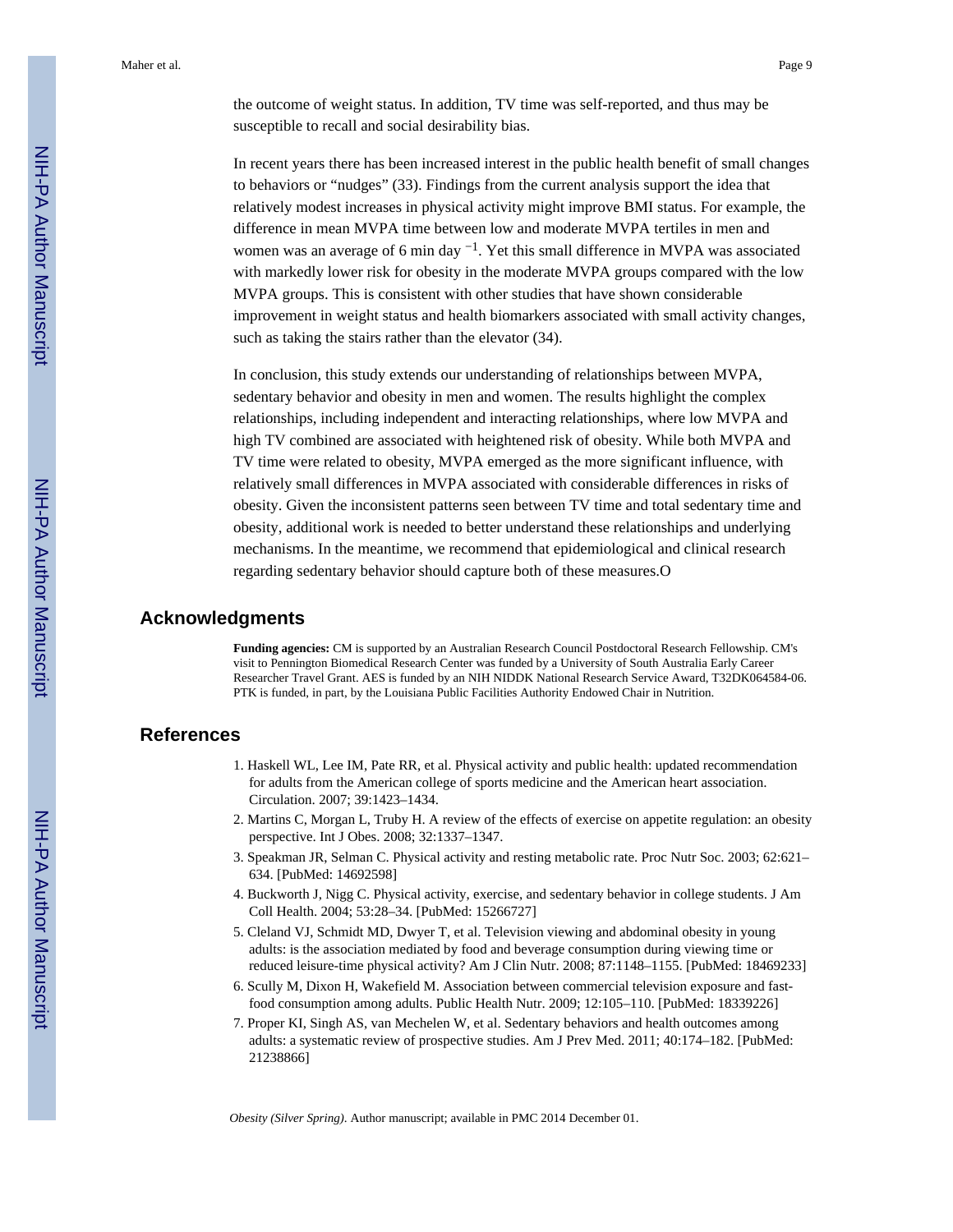the outcome of weight status. In addition, TV time was self-reported, and thus may be susceptible to recall and social desirability bias.

In recent years there has been increased interest in the public health benefit of small changes to behaviors or "nudges" (33). Findings from the current analysis support the idea that relatively modest increases in physical activity might improve BMI status. For example, the difference in mean MVPA time between low and moderate MVPA tertiles in men and women was an average of 6 min day $^{-1}$. Yet this small difference in MVPA was associated with markedly lower risk for obesity in the moderate MVPA groups compared with the low MVPA groups. This is consistent with other studies that have shown considerable improvement in weight status and health biomarkers associated with small activity changes, such as taking the stairs rather than the elevator (34).

In conclusion, this study extends our understanding of relationships between MVPA, sedentary behavior and obesity in men and women. The results highlight the complex relationships, including independent and interacting relationships, where low MVPA and high TV combined are associated with heightened risk of obesity. While both MVPA and TV time were related to obesity, MVPA emerged as the more significant influence, with relatively small differences in MVPA associated with considerable differences in risks of obesity. Given the inconsistent patterns seen between TV time and total sedentary time and obesity, additional work is needed to better understand these relationships and underlying mechanisms. In the meantime, we recommend that epidemiological and clinical research regarding sedentary behavior should capture both of these measures.O

## Acknowledgments

**Funding agencies:** CM is supported by an Australian Research Council Postdoctoral Research Fellowship. CM's visit to Pennington Biomedical Research Center was funded by a University of South Australia Early Career Researcher Travel Grant. AES is funded by an NIH NIDDK National Research Service Award, T32DK064584-06. PTK is funded, in part, by the Louisiana Public Facilities Authority Endowed Chair in Nutrition.

## References

1. Haskell WL, Lee IM, Pate RR, et al. Physical activity and public health: updated recommendation for adults from the American college of sports medicine and the American heart association. Circulation. 2007; 39:1423–1434.
2. Martins C, Morgan L, Truby H. A review of the effects of exercise on appetite regulation: an obesity perspective. Int J Obes. 2008; 32:1337–1347.
3. Speakman JR, Selman C. Physical activity and resting metabolic rate. Proc Nutr Soc. 2003; 62:621–634. [PubMed: 14692598]
4. Buckworth J, Nigg C. Physical activity, exercise, and sedentary behavior in college students. J Am Coll Health. 2004; 53:28–34. [PubMed: 15266727]
5. Cleland VJ, Schmidt MD, Dwyer T, et al. Television viewing and abdominal obesity in young adults: is the association mediated by food and beverage consumption during viewing time or reduced leisure-time physical activity? Am J Clin Nutr. 2008; 87:1148–1155. [PubMed: 18469233]
6. Scully M, Dixon H, Wakefield M. Association between commercial television exposure and fast-food consumption among adults. Public Health Nutr. 2009; 12:105–110. [PubMed: 18339226]
7. Proper KI, Singh AS, van Mechelen W, et al. Sedentary behaviors and health outcomes among adults: a systematic review of prospective studies. Am J Prev Med. 2011; 40:174–182. [PubMed: 21238866]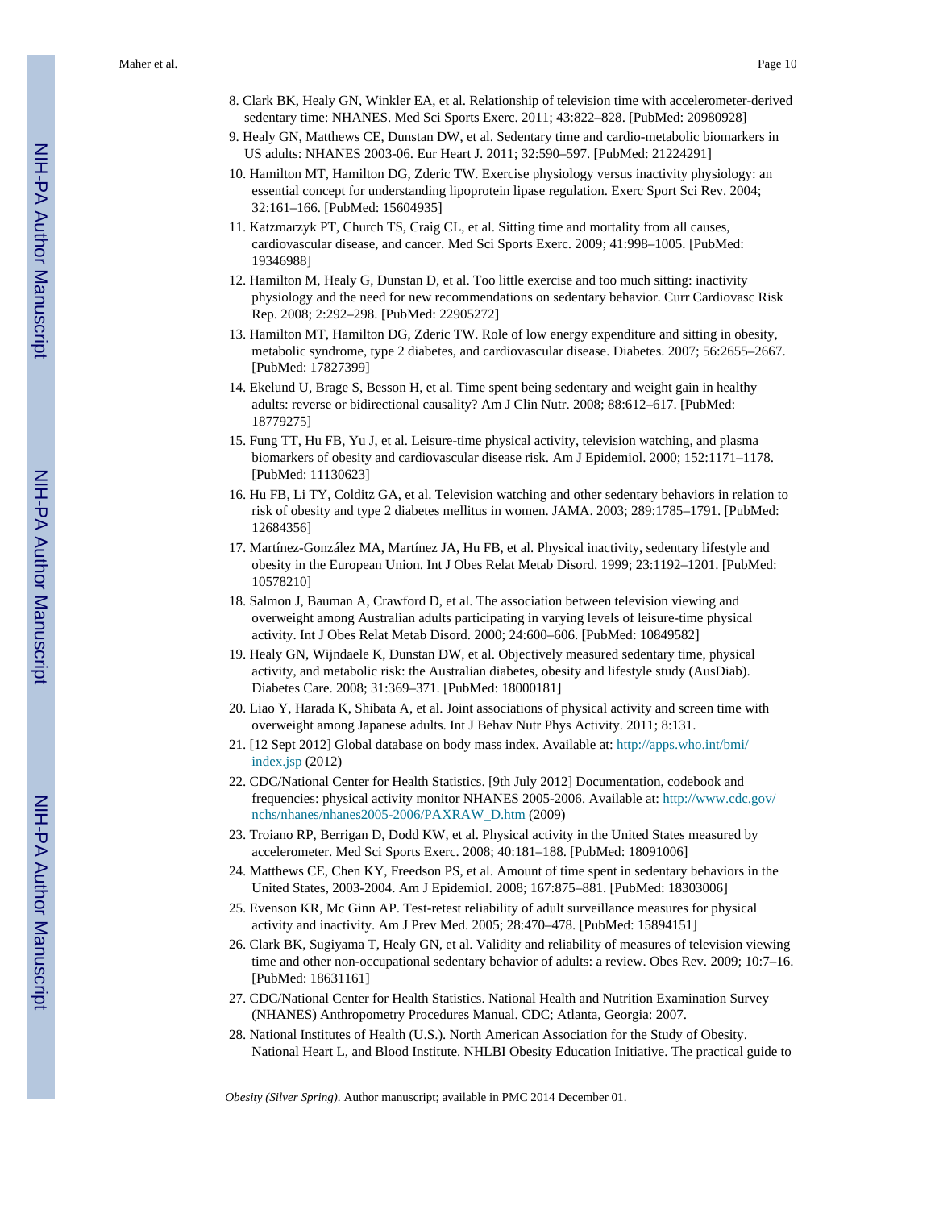8. Clark BK, Healy GN, Winkler EA, et al. Relationship of television time with accelerometer-derived sedentary time: NHANES. Med Sci Sports Exerc. 2011; 43:822–828. [PubMed: 20980928]
9. Healy GN, Matthews CE, Dunstan DW, et al. Sedentary time and cardio-metabolic biomarkers in US adults: NHANES 2003-06. Eur Heart J. 2011; 32:590–597. [PubMed: 21224291]
10. Hamilton MT, Hamilton DG, Zderic TW. Exercise physiology versus inactivity physiology: an essential concept for understanding lipoprotein lipase regulation. Exerc Sport Sci Rev. 2004; 32:161–166. [PubMed: 15604935]
11. Katzmarzyk PT, Church TS, Craig CL, et al. Sitting time and mortality from all causes, cardiovascular disease, and cancer. Med Sci Sports Exerc. 2009; 41:998–1005. [PubMed: 19346988]
12. Hamilton M, Healy G, Dunstan D, et al. Too little exercise and too much sitting: inactivity physiology and the need for new recommendations on sedentary behavior. Curr Cardiovasc Risk Rep. 2008; 2:292–298. [PubMed: 22905272]
13. Hamilton MT, Hamilton DG, Zderic TW. Role of low energy expenditure and sitting in obesity, metabolic syndrome, type 2 diabetes, and cardiovascular disease. Diabetes. 2007; 56:2655–2667. [PubMed: 17827399]
14. Ekelund U, Brage S, Besson H, et al. Time spent being sedentary and weight gain in healthy adults: reverse or bidirectional causality? Am J Clin Nutr. 2008; 88:612–617. [PubMed: 18779275]
15. Fung TT, Hu FB, Yu J, et al. Leisure-time physical activity, television watching, and plasma biomarkers of obesity and cardiovascular disease risk. Am J Epidemiol. 2000; 152:1171–1178. [PubMed: 11130623]
16. Hu FB, Li TY, Colditz GA, et al. Television watching and other sedentary behaviors in relation to risk of obesity and type 2 diabetes mellitus in women. JAMA. 2003; 289:1785–1791. [PubMed: 12684356]
17. Martínez-González MA, Martínez JA, Hu FB, et al. Physical inactivity, sedentary lifestyle and obesity in the European Union. Int J Obes Relat Metab Disord. 1999; 23:1192–1201. [PubMed: 10578210]
18. Salmon J, Bauman A, Crawford D, et al. The association between television viewing and overweight among Australian adults participating in varying levels of leisure-time physical activity. Int J Obes Relat Metab Disord. 2000; 24:600–606. [PubMed: 10849582]
19. Healy GN, Wijndaele K, Dunstan DW, et al. Objectively measured sedentary time, physical activity, and metabolic risk: the Australian diabetes, obesity and lifestyle study (AusDiab). Diabetes Care. 2008; 31:369–371. [PubMed: 18000181]
20. Liao Y, Harada K, Shibata A, et al. Joint associations of physical activity and screen time with overweight among Japanese adults. Int J Behav Nutr Phys Activity. 2011; 8:131.
21. [12 Sept 2012] Global database on body mass index. Available at: http://apps.who.int/bmi/index.jsp (2012)
22. CDC/National Center for Health Statistics. [9th July 2012] Documentation, codebook and frequencies: physical activity monitor NHANES 2005-2006. Available at: http://www.cdc.gov/nchs/nhanes/nhanes2005-2006/PAXRAW_D.htm (2009)
23. Troiano RP, Berrigan D, Dodd KW, et al. Physical activity in the United States measured by accelerometer. Med Sci Sports Exerc. 2008; 40:181–188. [PubMed: 18091006]
24. Matthews CE, Chen KY, Freedson PS, et al. Amount of time spent in sedentary behaviors in the United States, 2003-2004. Am J Epidemiol. 2008; 167:875–881. [PubMed: 18303006]
25. Evenson KR, Mc Ginn AP. Test-retest reliability of adult surveillance measures for physical activity and inactivity. Am J Prev Med. 2005; 28:470–478. [PubMed: 15894151]
26. Clark BK, Sugiyama T, Healy GN, et al. Validity and reliability of measures of television viewing time and other non-occupational sedentary behavior of adults: a review. Obes Rev. 2009; 10:7–16. [PubMed: 18631161]
27. CDC/National Center for Health Statistics. National Health and Nutrition Examination Survey (NHANES) Anthropometry Procedures Manual. CDC; Atlanta, Georgia: 2007.
28. National Institutes of Health (U.S.). North American Association for the Study of Obesity. National Heart L, and Blood Institute. NHLBI Obesity Education Initiative. The practical guide to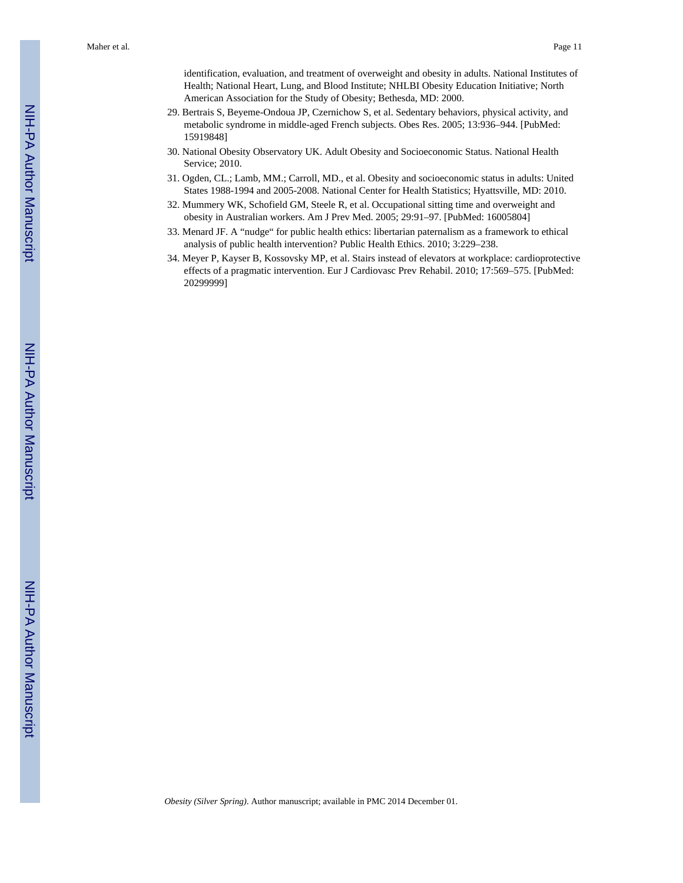identification, evaluation, and treatment of overweight and obesity in adults. National Institutes of Health; National Heart, Lung, and Blood Institute; NHLBI Obesity Education Initiative; North American Association for the Study of Obesity; Bethesda, MD: 2000.

29. Bertrais S, Beyeme-Ondoua JP, Czernichow S, et al. Sedentary behaviors, physical activity, and metabolic syndrome in middle-aged French subjects. Obes Res. 2005; 13:936–944. [PubMed: 15919848]
30. National Obesity Observatory UK. Adult Obesity and Socioeconomic Status. National Health Service; 2010.
31. Ogden, CL.; Lamb, MM.; Carroll, MD., et al. Obesity and socioeconomic status in adults: United States 1988-1994 and 2005-2008. National Center for Health Statistics; Hyattsville, MD: 2010.
32. Mummery WK, Schofield GM, Steele R, et al. Occupational sitting time and overweight and obesity in Australian workers. Am J Prev Med. 2005; 29:91–97. [PubMed: 16005804]
33. Menard JF. A "nudge" for public health ethics: libertarian paternalism as a framework to ethical analysis of public health intervention? Public Health Ethics. 2010; 3:229–238.
34. Meyer P, Kayser B, Kossovsky MP, et al. Stairs instead of elevators at workplace: cardioprotective effects of a pragmatic intervention. Eur J Cardiovasc Prev Rehabil. 2010; 17:569–575. [PubMed: 20299999]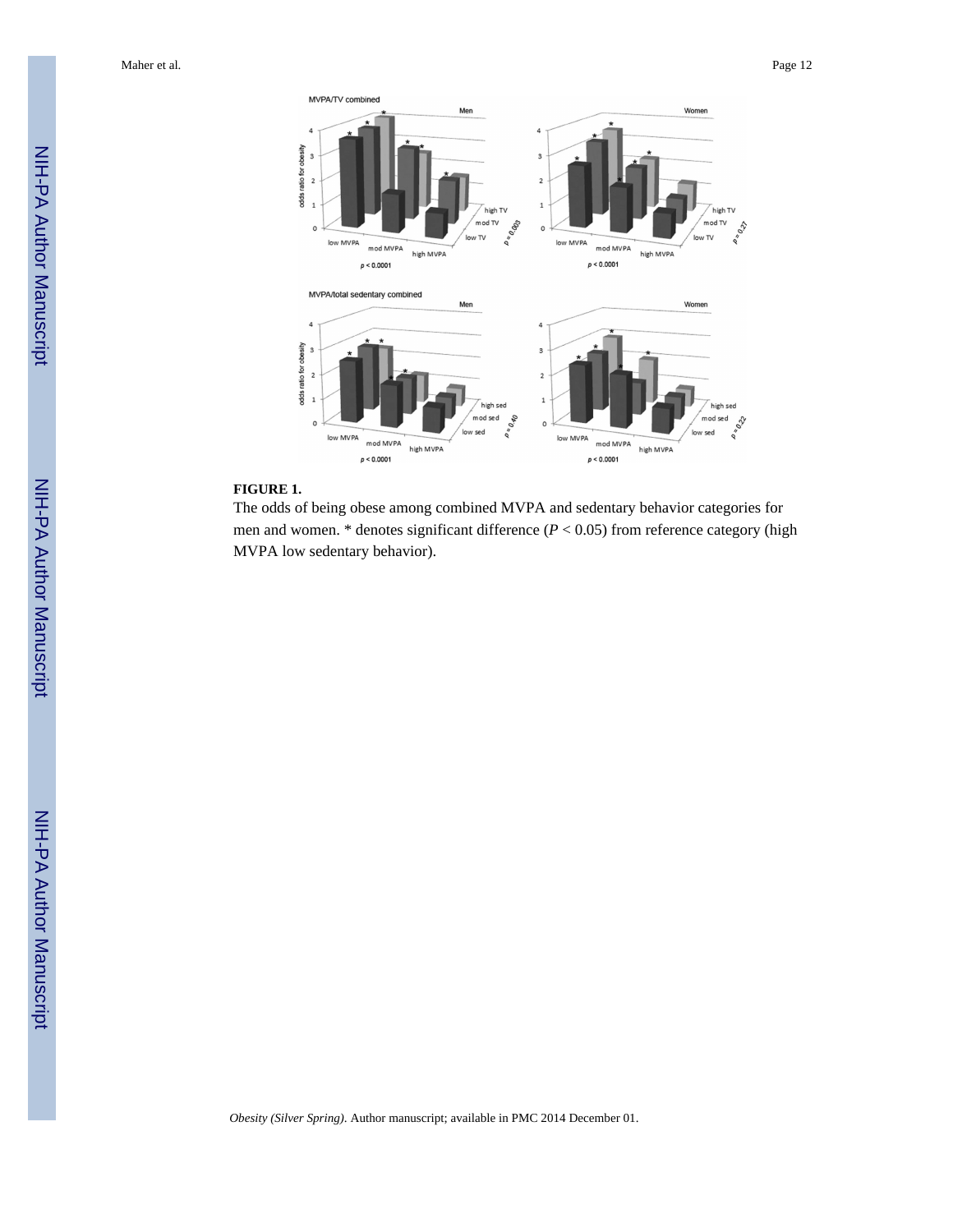**FIGURE 1.**

The odds of being obese among combined MVPA and sedentary behavior categories for men and women. * denotes significant difference ($P < 0.05$) from reference category (high MVPA low sedentary behavior).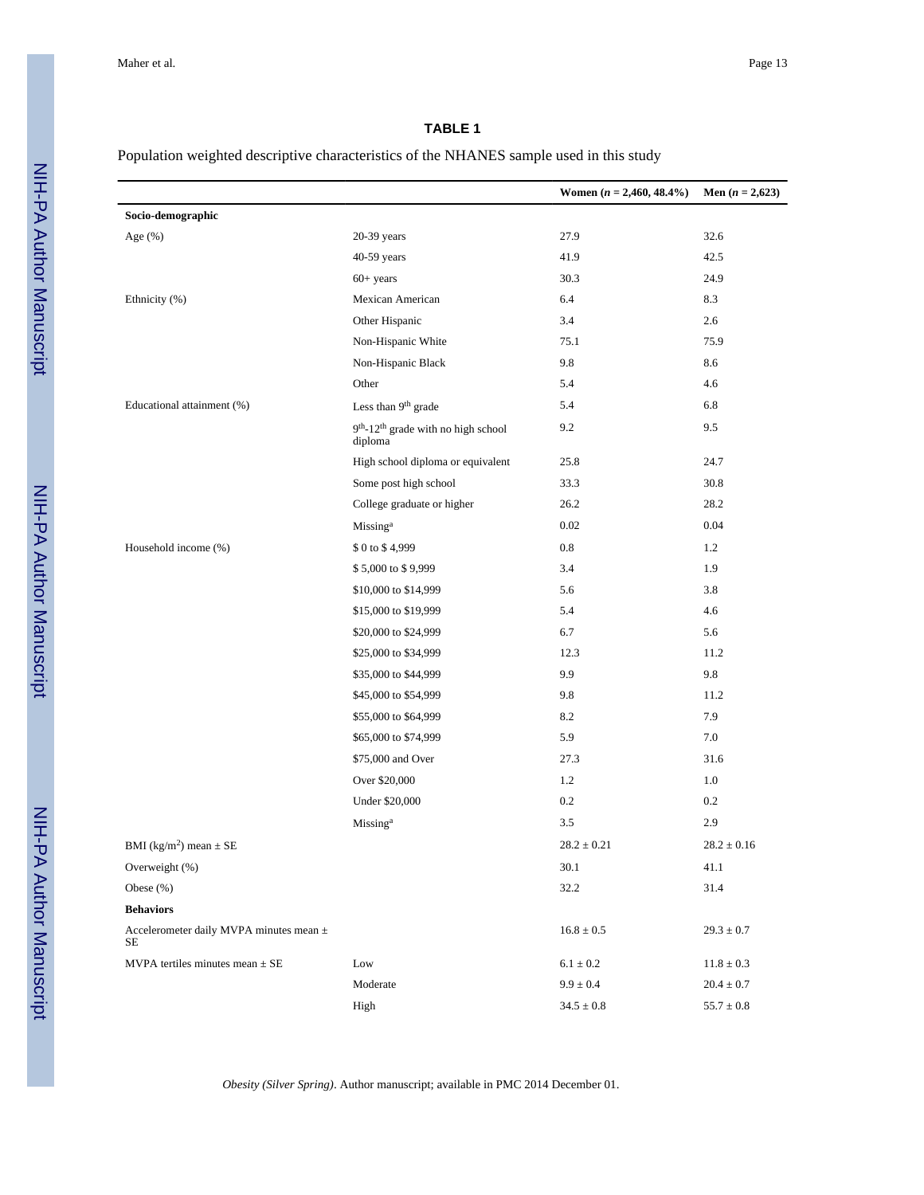**TABLE 1**

Population weighted descriptive characteristics of the NHANES sample used in this study

| | | Women (*n* = 2,460, 48.4%) | Men (*n* = 2,623) |
|---|---|---|---|
| **Socio-demographic** | | | |
| Age (%) | 20-39 years | 27.9 | 32.6 |
| | 40-59 years | 41.9 | 42.5 |
| | 60+ years | 30.3 | 24.9 |
| Ethnicity (%) | Mexican American | 6.4 | 8.3 |
| | Other Hispanic | 3.4 | 2.6 |
| | Non-Hispanic White | 75.1 | 75.9 |
| | Non-Hispanic Black | 9.8 | 8.6 |
| | Other | 5.4 | 4.6 |
| Educational attainment (%) | Less than 9th grade | 5.4 | 6.8 |
| | 9th-12th grade with no high school diploma | 9.2 | 9.5 |
| | High school diploma or equivalent | 25.8 | 24.7 |
| | Some post high school | 33.3 | 30.8 |
| | College graduate or higher | 26.2 | 28.2 |
| | Missing[a] | 0.02 | 0.04 |
| Household income (%) | $ 0 to $ 4,999 | 0.8 | 1.2 |
| | $ 5,000 to $ 9,999 | 3.4 | 1.9 |
| | $10,000 to $14,999 | 5.6 | 3.8 |
| | $15,000 to $19,999 | 5.4 | 4.6 |
| | $20,000 to $24,999 | 6.7 | 5.6 |
| | $25,000 to $34,999 | 12.3 | 11.2 |
| | $35,000 to $44,999 | 9.9 | 9.8 |
| | $45,000 to $54,999 | 9.8 | 11.2 |
| | $55,000 to $64,999 | 8.2 | 7.9 |
| | $65,000 to $74,999 | 5.9 | 7.0 |
| | $75,000 and Over | 27.3 | 31.6 |
| | Over $20,000 | 1.2 | 1.0 |
| | Under $20,000 | 0.2 | 0.2 |
| | Missing[a] | 3.5 | 2.9 |
| BMI (kg/m$^2$) mean ± SE | | 28.2 ± 0.21 | 28.2 ± 0.16 |
| Overweight (%) | | 30.1 | 41.1 |
| Obese (%) | | 32.2 | 31.4 |
| **Behaviors** | | | |
| Accelerometer daily MVPA minutes mean ± SE | | 16.8 ± 0.5 | 29.3 ± 0.7 |
| MVPA tertiles minutes mean ± SE | Low | 6.1 ± 0.2 | 11.8 ± 0.3 |
| | Moderate | 9.9 ± 0.4 | 20.4 ± 0.7 |
| | High | 34.5 ± 0.8 | 55.7 ± 0.8 |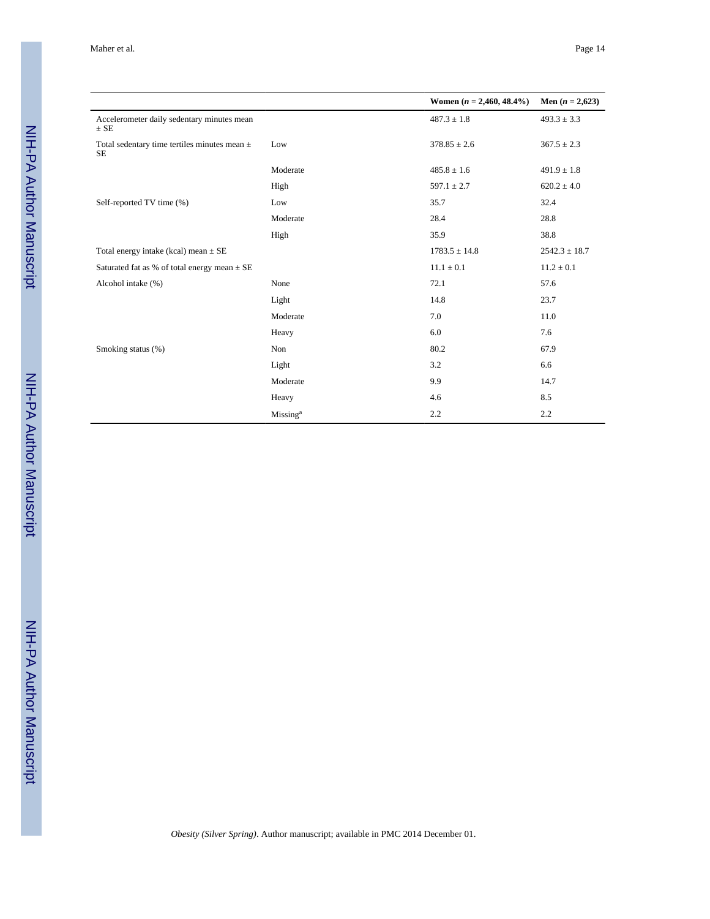| | | Women (*n* = 2,460, 48.4%) | Men (*n* = 2,623) |
|---|---|---|---|
| Accelerometer daily sedentary minutes mean ± SE | | 487.3 ± 1.8 | 493.3 ± 3.3 |
| Total sedentary time tertiles minutes mean ± SE | Low | 378.85 ± 2.6 | 367.5 ± 2.3 |
| | Moderate | 485.8 ± 1.6 | 491.9 ± 1.8 |
| | High | 597.1 ± 2.7 | 620.2 ± 4.0 |
| Self-reported TV time (%) | Low | 35.7 | 32.4 |
| | Moderate | 28.4 | 28.8 |
| | High | 35.9 | 38.8 |
| Total energy intake (kcal) mean ± SE | | 1783.5 ± 14.8 | 2542.3 ± 18.7 |
| Saturated fat as % of total energy mean ± SE | | 11.1 ± 0.1 | 11.2 ± 0.1 |
| Alcohol intake (%) | None | 72.1 | 57.6 |
| | Light | 14.8 | 23.7 |
| | Moderate | 7.0 | 11.0 |
| | Heavy | 6.0 | 7.6 |
| Smoking status (%) | Non | 80.2 | 67.9 |
| | Light | 3.2 | 6.6 |
| | Moderate | 9.9 | 14.7 |
| | Heavy | 4.6 | 8.5 |
| | Missing[a] | 2.2 | 2.2 |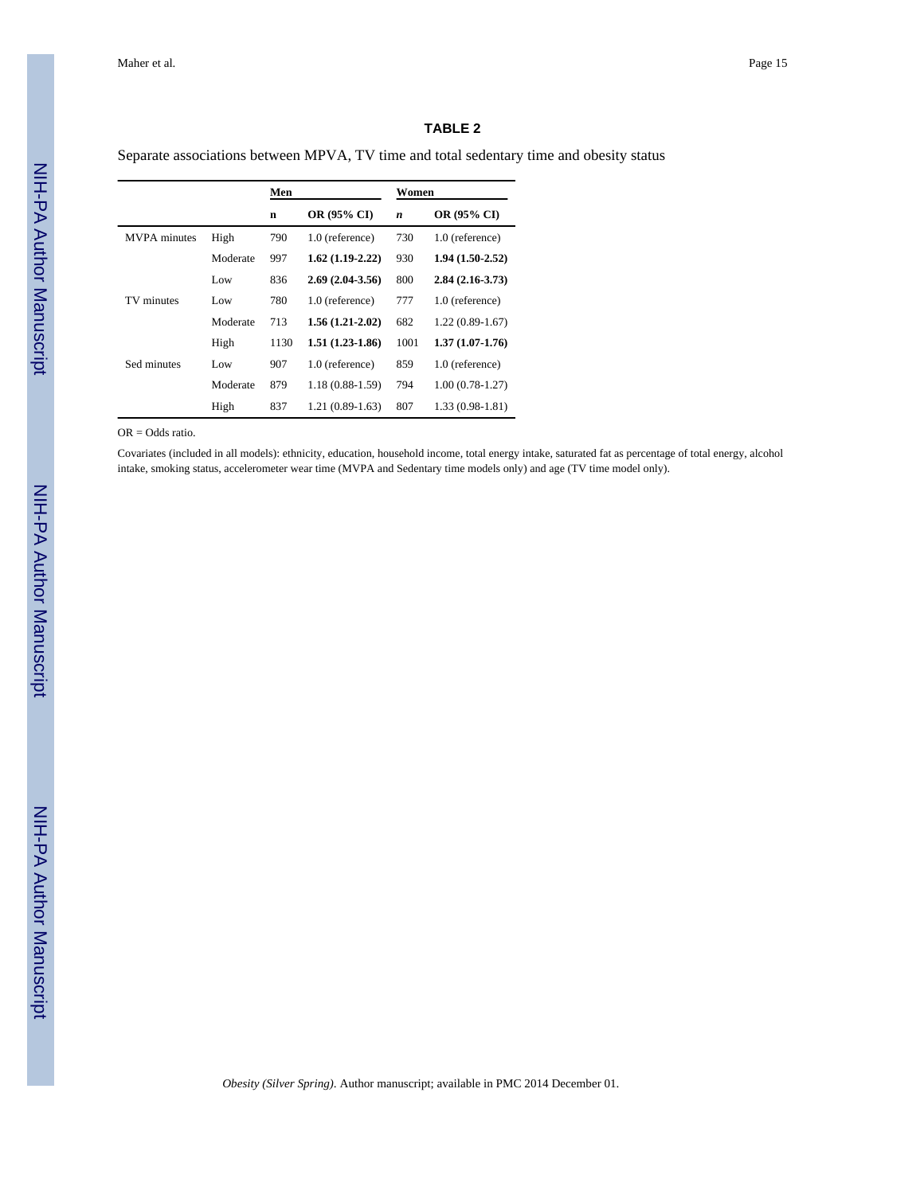### TABLE 2

Separate associations between MPVA, TV time and total sedentary time and obesity status

| | | Men | | Women | |
|---|---|---|---|---|---|
| | | n | OR (95% CI) | *n* | OR (95% CI) |
| MVPA minutes | High | 790 | 1.0 (reference) | 730 | 1.0 (reference) |
| | Moderate | 997 | **1.62 (1.19-2.22)** | 930 | **1.94 (1.50-2.52)** |
| | Low | 836 | **2.69 (2.04-3.56)** | 800 | **2.84 (2.16-3.73)** |
| TV minutes | Low | 780 | 1.0 (reference) | 777 | 1.0 (reference) |
| | Moderate | 713 | **1.56 (1.21-2.02)** | 682 | 1.22 (0.89-1.67) |
| | High | 1130 | **1.51 (1.23-1.86)** | 1001 | **1.37 (1.07-1.76)** |
| Sed minutes | Low | 907 | 1.0 (reference) | 859 | 1.0 (reference) |
| | Moderate | 879 | 1.18 (0.88-1.59) | 794 | 1.00 (0.78-1.27) |
| | High | 837 | 1.21 (0.89-1.63) | 807 | 1.33 (0.98-1.81) |

OR = Odds ratio.

Covariates (included in all models): ethnicity, education, household income, total energy intake, saturated fat as percentage of total energy, alcohol intake, smoking status, accelerometer wear time (MVPA and Sedentary time models only) and age (TV time model only).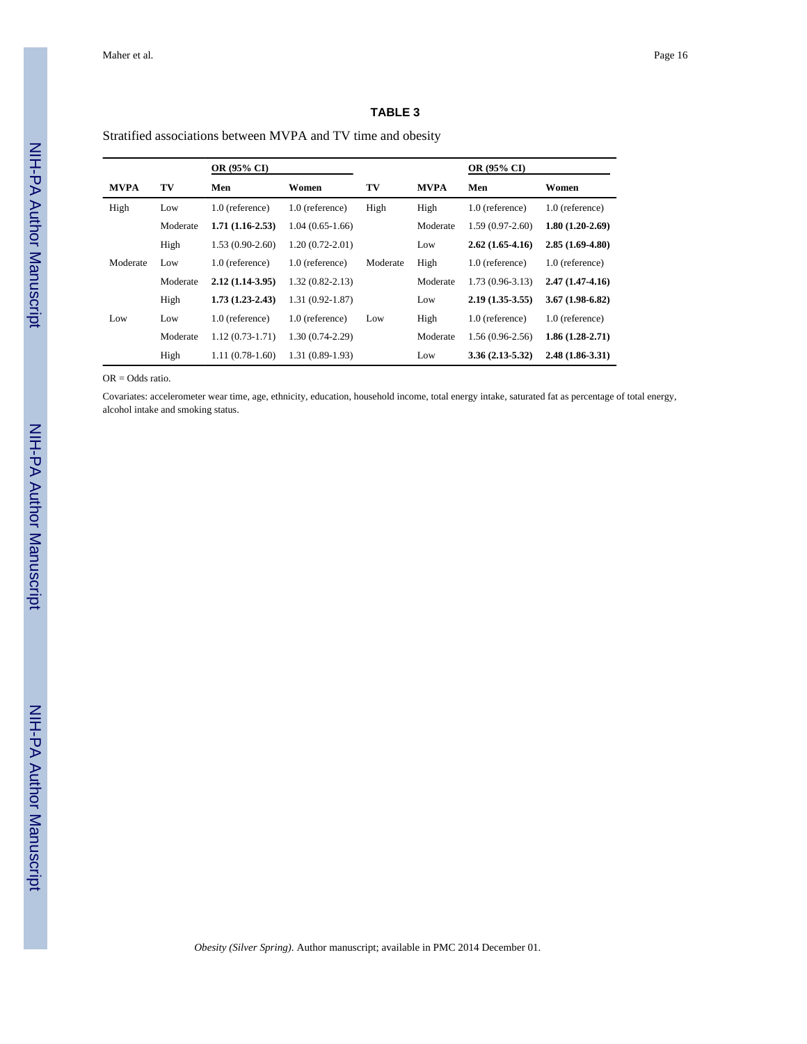**TABLE 3**

Stratified associations between MVPA and TV time and obesity

| | | OR (95% CI) | | | | OR (95% CI) | |
|---|---|---|---|---|---|---|---|
| **MVPA** | **TV** | **Men** | **Women** | **TV** | **MVPA** | **Men** | **Women** |
| High | Low | 1.0 (reference) | 1.0 (reference) | High | High | 1.0 (reference) | 1.0 (reference) |
| | Moderate | **1.71 (1.16-2.53)** | 1.04 (0.65-1.66) | | Moderate | 1.59 (0.97-2.60) | **1.80 (1.20-2.69)** |
| | High | 1.53 (0.90-2.60) | 1.20 (0.72-2.01) | | Low | **2.62 (1.65-4.16)** | **2.85 (1.69-4.80)** |
| Moderate | Low | 1.0 (reference) | 1.0 (reference) | Moderate | High | 1.0 (reference) | 1.0 (reference) |
| | Moderate | **2.12 (1.14-3.95)** | 1.32 (0.82-2.13) | | Moderate | 1.73 (0.96-3.13) | **2.47 (1.47-4.16)** |
| | High | **1.73 (1.23-2.43)** | 1.31 (0.92-1.87) | | Low | **2.19 (1.35-3.55)** | **3.67 (1.98-6.82)** |
| Low | Low | 1.0 (reference) | 1.0 (reference) | Low | High | 1.0 (reference) | 1.0 (reference) |
| | Moderate | 1.12 (0.73-1.71) | 1.30 (0.74-2.29) | | Moderate | 1.56 (0.96-2.56) | **1.86 (1.28-2.71)** |
| | High | 1.11 (0.78-1.60) | 1.31 (0.89-1.93) | | Low | **3.36 (2.13-5.32)** | **2.48 (1.86-3.31)** |

OR = Odds ratio.

Covariates: accelerometer wear time, age, ethnicity, education, household income, total energy intake, saturated fat as percentage of total energy, alcohol intake and smoking status.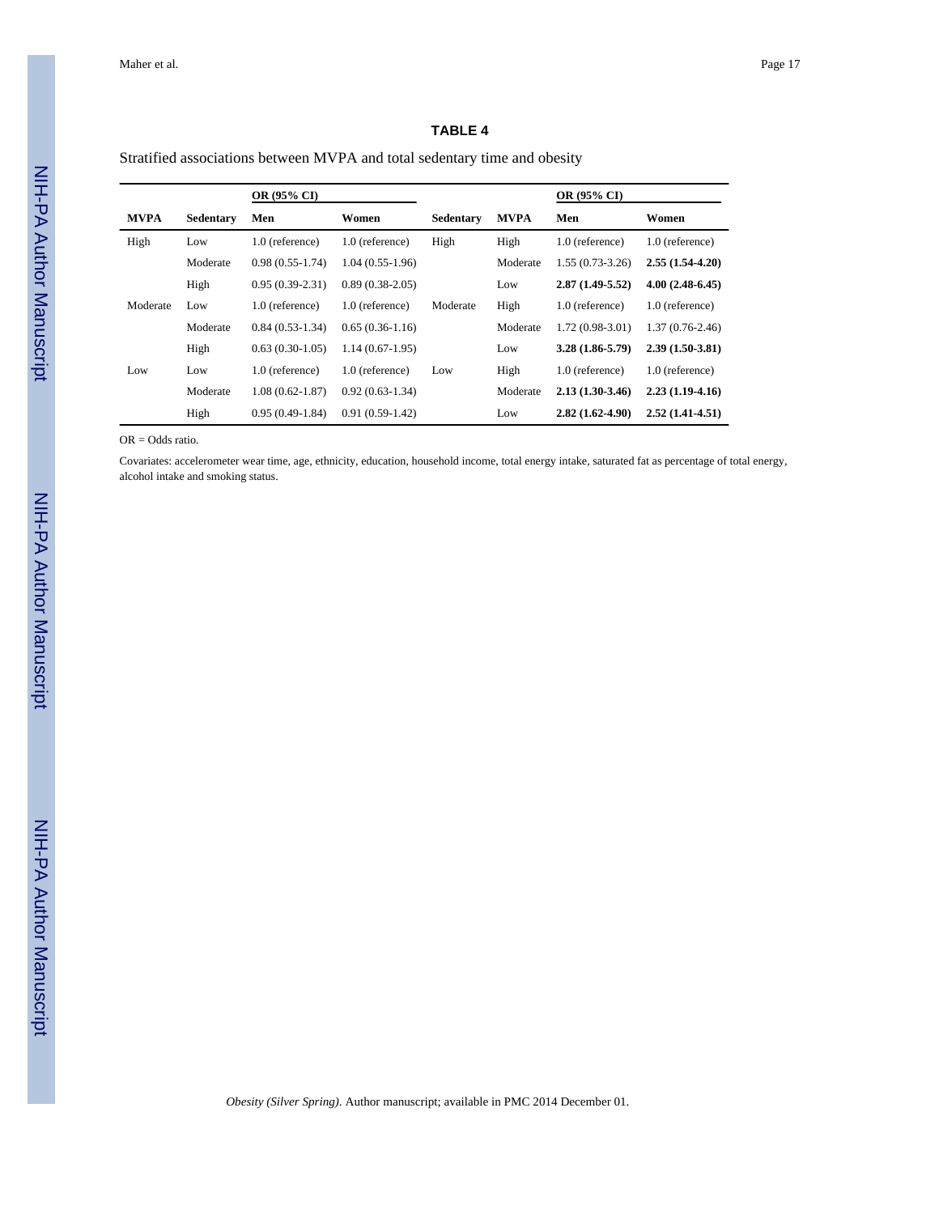# TABLE 4

Stratified associations between MVPA and total sedentary time and obesity

| | | OR (95% CI) | | | | OR (95% CI) | |
|---|---|---|---|---|---|---|---|
| **MVPA** | **Sedentary** | **Men** | **Women** | **Sedentary** | **MVPA** | **Men** | **Women** |
| High | Low | 1.0 (reference) | 1.0 (reference) | High | High | 1.0 (reference) | 1.0 (reference) |
| | Moderate | 0.98 (0.55-1.74) | 1.04 (0.55-1.96) | | Moderate | 1.55 (0.73-3.26) | **2.55 (1.54-4.20)** |
| | High | 0.95 (0.39-2.31) | 0.89 (0.38-2.05) | | Low | **2.87 (1.49-5.52)** | **4.00 (2.48-6.45)** |
| Moderate | Low | 1.0 (reference) | 1.0 (reference) | Moderate | High | 1.0 (reference) | 1.0 (reference) |
| | Moderate | 0.84 (0.53-1.34) | 0.65 (0.36-1.16) | | Moderate | 1.72 (0.98-3.01) | 1.37 (0.76-2.46) |
| | High | 0.63 (0.30-1.05) | 1.14 (0.67-1.95) | | Low | **3.28 (1.86-5.79)** | **2.39 (1.50-3.81)** |
| Low | Low | 1.0 (reference) | 1.0 (reference) | Low | High | 1.0 (reference) | 1.0 (reference) |
| | Moderate | 1.08 (0.62-1.87) | 0.92 (0.63-1.34) | | Moderate | **2.13 (1.30-3.46)** | **2.23 (1.19-4.16)** |
| | High | 0.95 (0.49-1.84) | 0.91 (0.59-1.42) | | Low | **2.82 (1.62-4.90)** | **2.52 (1.41-4.51)** |

OR = Odds ratio.

Covariates: accelerometer wear time, age, ethnicity, education, household income, total energy intake, saturated fat as percentage of total energy, alcohol intake and smoking status.